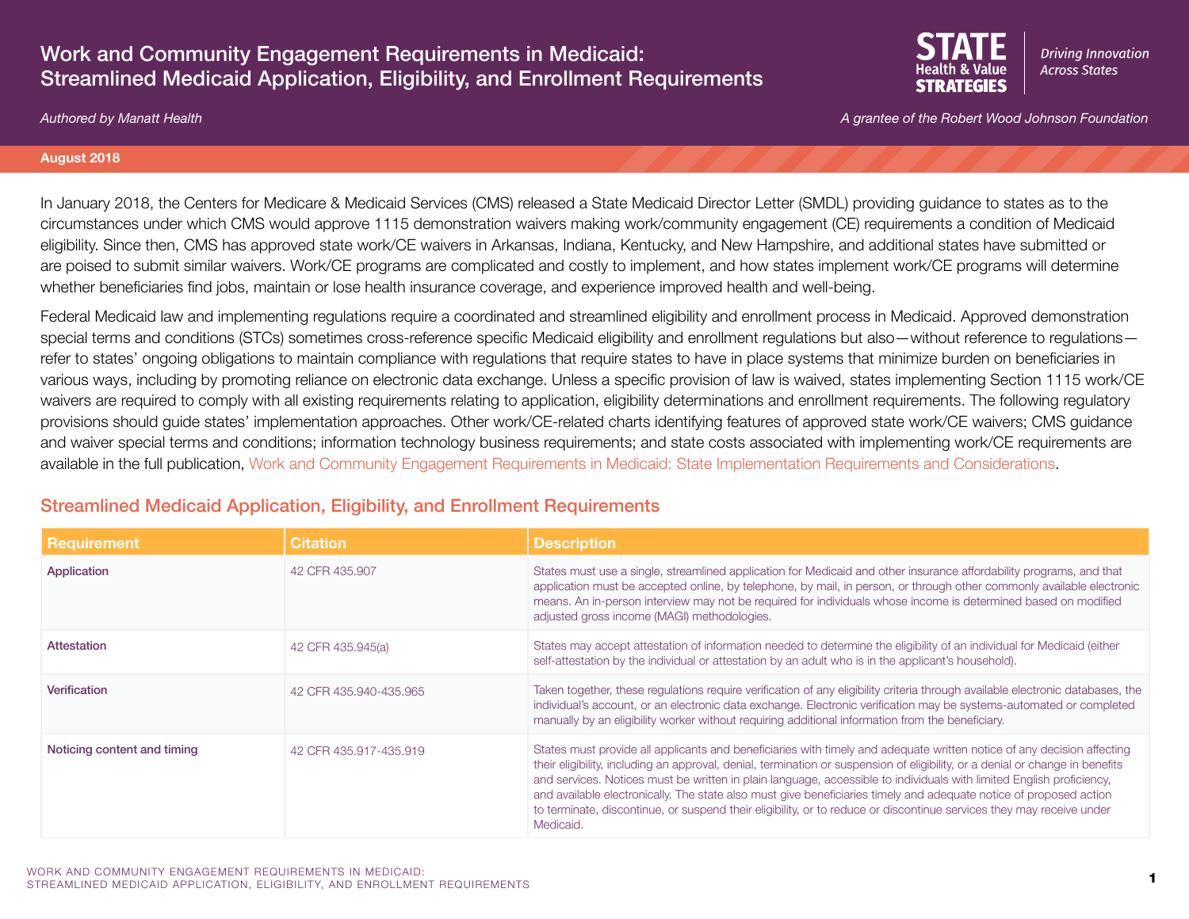# Work and Community Engagement Requirements in Medicaid: Streamlined Medicaid Application, Eligibility, and Enrollment Requirements

*Authored by Manatt Health*

STATE Health & Value STRATEGIES — *Driving Innovation Across States*

*A grantee of the Robert Wood Johnson Foundation*

**August 2018**

In January 2018, the Centers for Medicare & Medicaid Services (CMS) released a State Medicaid Director Letter (SMDL) providing guidance to states as to the circumstances under which CMS would approve 1115 demonstration waivers making work/community engagement (CE) requirements a condition of Medicaid eligibility. Since then, CMS has approved state work/CE waivers in Arkansas, Indiana, Kentucky, and New Hampshire, and additional states have submitted or are poised to submit similar waivers. Work/CE programs are complicated and costly to implement, and how states implement work/CE programs will determine whether beneficiaries find jobs, maintain or lose health insurance coverage, and experience improved health and well-being.

Federal Medicaid law and implementing regulations require a coordinated and streamlined eligibility and enrollment process in Medicaid. Approved demonstration special terms and conditions (STCs) sometimes cross-reference specific Medicaid eligibility and enrollment regulations but also—without reference to regulations—refer to states' ongoing obligations to maintain compliance with regulations that require states to have in place systems that minimize burden on beneficiaries in various ways, including by promoting reliance on electronic data exchange. Unless a specific provision of law is waived, states implementing Section 1115 work/CE waivers are required to comply with all existing requirements relating to application, eligibility determinations and enrollment requirements. The following regulatory provisions should guide states' implementation approaches. Other work/CE-related charts identifying features of approved state work/CE waivers; CMS guidance and waiver special terms and conditions; information technology business requirements; and state costs associated with implementing work/CE requirements are available in the full publication, Work and Community Engagement Requirements in Medicaid: State Implementation Requirements and Considerations.

## Streamlined Medicaid Application, Eligibility, and Enrollment Requirements

| Requirement | Citation | Description |
|---|---|---|
| Application | 42 CFR 435.907 | States must use a single, streamlined application for Medicaid and other insurance affordability programs, and that application must be accepted online, by telephone, by mail, in person, or through other commonly available electronic means. An in-person interview may not be required for individuals whose income is determined based on modified adjusted gross income (MAGI) methodologies. |
| Attestation | 42 CFR 435.945(a) | States may accept attestation of information needed to determine the eligibility of an individual for Medicaid (either self-attestation by the individual or attestation by an adult who is in the applicant's household). |
| Verification | 42 CFR 435.940-435.965 | Taken together, these regulations require verification of any eligibility criteria through available electronic databases, the individual's account, or an electronic data exchange. Electronic verification may be systems-automated or completed manually by an eligibility worker without requiring additional information from the beneficiary. |
| Noticing content and timing | 42 CFR 435.917-435.919 | States must provide all applicants and beneficiaries with timely and adequate written notice of any decision affecting their eligibility, including an approval, denial, termination or suspension of eligibility, or a denial or change in benefits and services. Notices must be written in plain language, accessible to individuals with limited English proficiency, and available electronically. The state also must give beneficiaries timely and adequate notice of proposed action to terminate, discontinue, or suspend their eligibility, or to reduce or discontinue services they may receive under Medicaid. |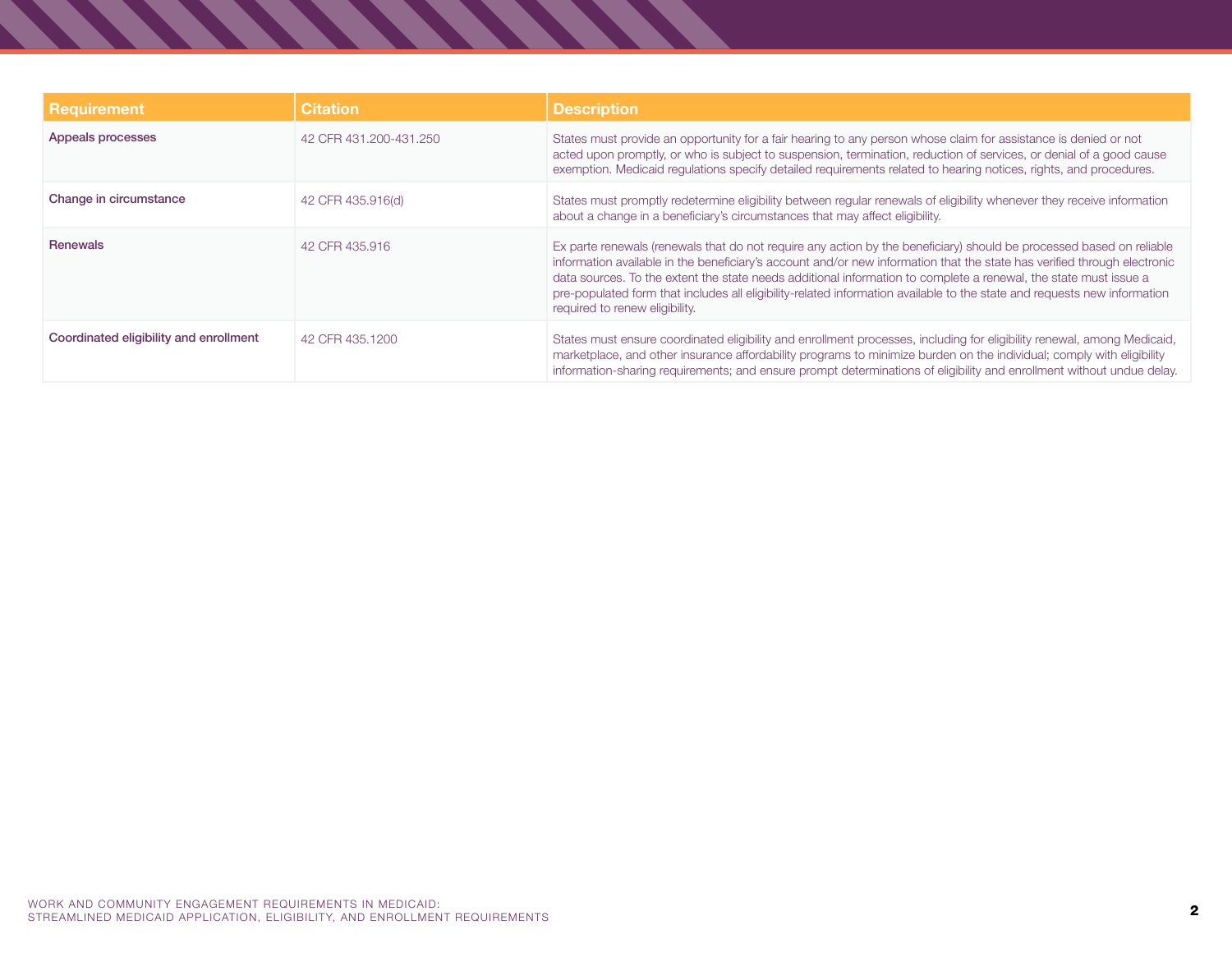| Requirement | Citation | Description |
|---|---|---|
| Appeals processes | 42 CFR 431.200-431.250 | States must provide an opportunity for a fair hearing to any person whose claim for assistance is denied or not acted upon promptly, or who is subject to suspension, termination, reduction of services, or denial of a good cause exemption. Medicaid regulations specify detailed requirements related to hearing notices, rights, and procedures. |
| Change in circumstance | 42 CFR 435.916(d) | States must promptly redetermine eligibility between regular renewals of eligibility whenever they receive information about a change in a beneficiary's circumstances that may affect eligibility. |
| Renewals | 42 CFR 435.916 | Ex parte renewals (renewals that do not require any action by the beneficiary) should be processed based on reliable information available in the beneficiary's account and/or new information that the state has verified through electronic data sources. To the extent the state needs additional information to complete a renewal, the state must issue a pre-populated form that includes all eligibility-related information available to the state and requests new information required to renew eligibility. |
| Coordinated eligibility and enrollment | 42 CFR 435.1200 | States must ensure coordinated eligibility and enrollment processes, including for eligibility renewal, among Medicaid, marketplace, and other insurance affordability programs to minimize burden on the individual; comply with eligibility information-sharing requirements; and ensure prompt determinations of eligibility and enrollment without undue delay. |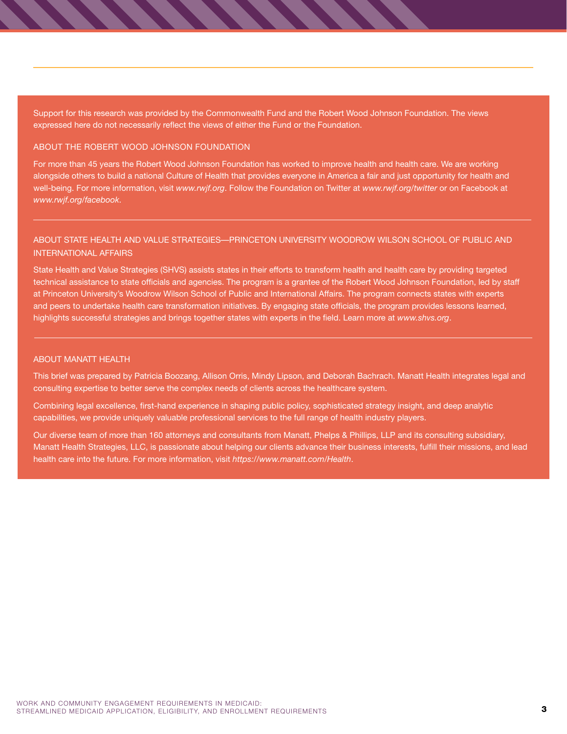Support for this research was provided by the Commonwealth Fund and the Robert Wood Johnson Foundation. The views expressed here do not necessarily reflect the views of either the Fund or the Foundation.

## ABOUT THE ROBERT WOOD JOHNSON FOUNDATION

For more than 45 years the Robert Wood Johnson Foundation has worked to improve health and health care. We are working alongside others to build a national Culture of Health that provides everyone in America a fair and just opportunity for health and well-being. For more information, visit *www.rwjf.org*. Follow the Foundation on Twitter at *www.rwjf.org/twitter* or on Facebook at *www.rwjf.org/facebook*.

---

## ABOUT STATE HEALTH AND VALUE STRATEGIES—PRINCETON UNIVERSITY WOODROW WILSON SCHOOL OF PUBLIC AND INTERNATIONAL AFFAIRS

State Health and Value Strategies (SHVS) assists states in their efforts to transform health and health care by providing targeted technical assistance to state officials and agencies. The program is a grantee of the Robert Wood Johnson Foundation, led by staff at Princeton University's Woodrow Wilson School of Public and International Affairs. The program connects states with experts and peers to undertake health care transformation initiatives. By engaging state officials, the program provides lessons learned, highlights successful strategies and brings together states with experts in the field. Learn more at *www.shvs.org*.

---

## ABOUT MANATT HEALTH

This brief was prepared by Patricia Boozang, Allison Orris, Mindy Lipson, and Deborah Bachrach. Manatt Health integrates legal and consulting expertise to better serve the complex needs of clients across the healthcare system.

Combining legal excellence, first-hand experience in shaping public policy, sophisticated strategy insight, and deep analytic capabilities, we provide uniquely valuable professional services to the full range of health industry players.

Our diverse team of more than 160 attorneys and consultants from Manatt, Phelps & Phillips, LLP and its consulting subsidiary, Manatt Health Strategies, LLC, is passionate about helping our clients advance their business interests, fulfill their missions, and lead health care into the future. For more information, visit *https://www.manatt.com/Health*.